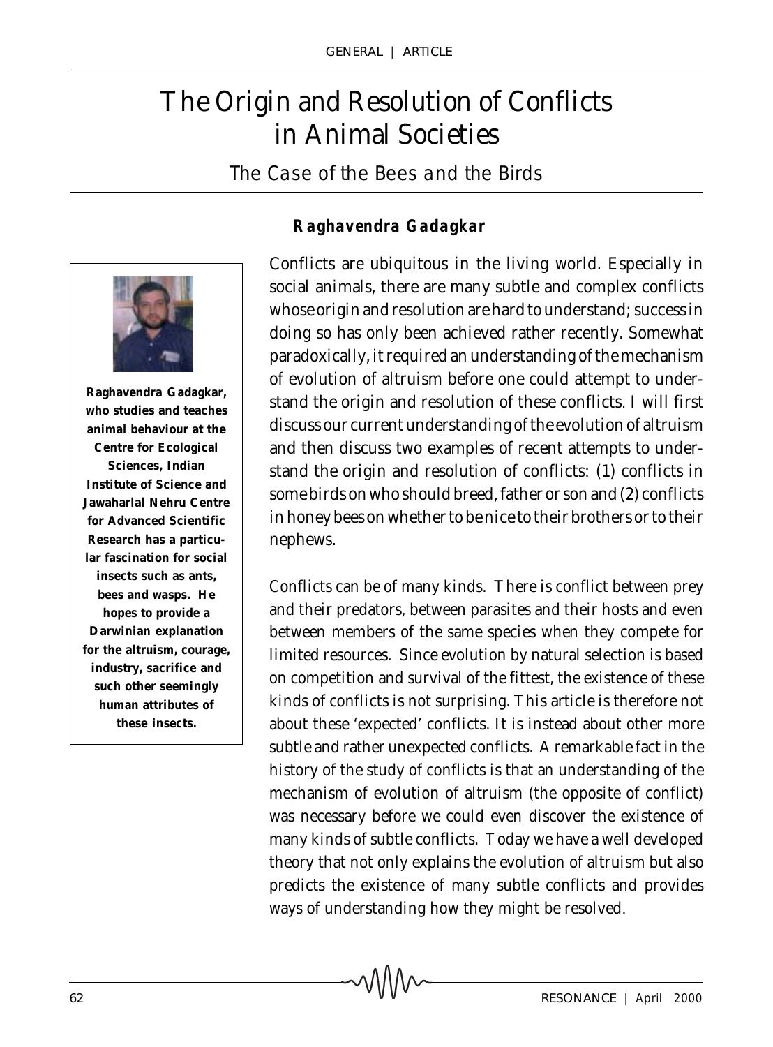# The Origin and Resolution of Conflicts in Animal Societies

## The Case of the Bees and the Birds

**Raghavendra Gadagkar**

**Raghavendra Gadagkar, who studies and teaches animal behaviour at the Centre for Ecological Sciences, Indian Institute of Science and Jawaharlal Nehru Centre for Advanced Scientific Research has a particular fascination for social insects such as ants, bees and wasps. He hopes to provide a Darwinian explanation for the altruism, courage, industry, sacrifice and such other seemingly human attributes of these insects.**

Conflicts are ubiquitous in the living world. Especially in social animals, there are many subtle and complex conflicts whose origin and resolution are hard to understand; success in doing so has only been achieved rather recently. Somewhat paradoxically, it required an understanding of the mechanism of evolution of altruism before one could attempt to understand the origin and resolution of these conflicts. I will first discuss our current understanding of the evolution of altruism and then discuss two examples of recent attempts to understand the origin and resolution of conflicts: (1) conflicts in some birds on who should breed, father or son and (2) conflicts in honey bees on whether to be nice to their brothers or to their nephews.

Conflicts can be of many kinds. There is conflict between prey and their predators, between parasites and their hosts and even between members of the same species when they compete for limited resources. Since evolution by natural selection is based on competition and survival of the fittest, the existence of these kinds of conflicts is not surprising. This article is therefore not about these 'expected' conflicts. It is instead about other more subtle and rather unexpected conflicts. A remarkable fact in the history of the study of conflicts is that an understanding of the mechanism of evolution of altruism (the opposite of conflict) was necessary before we could even discover the existence of many kinds of subtle conflicts. Today we have a well developed theory that not only explains the evolution of altruism but also predicts the existence of many subtle conflicts and provides ways of understanding how they might be resolved.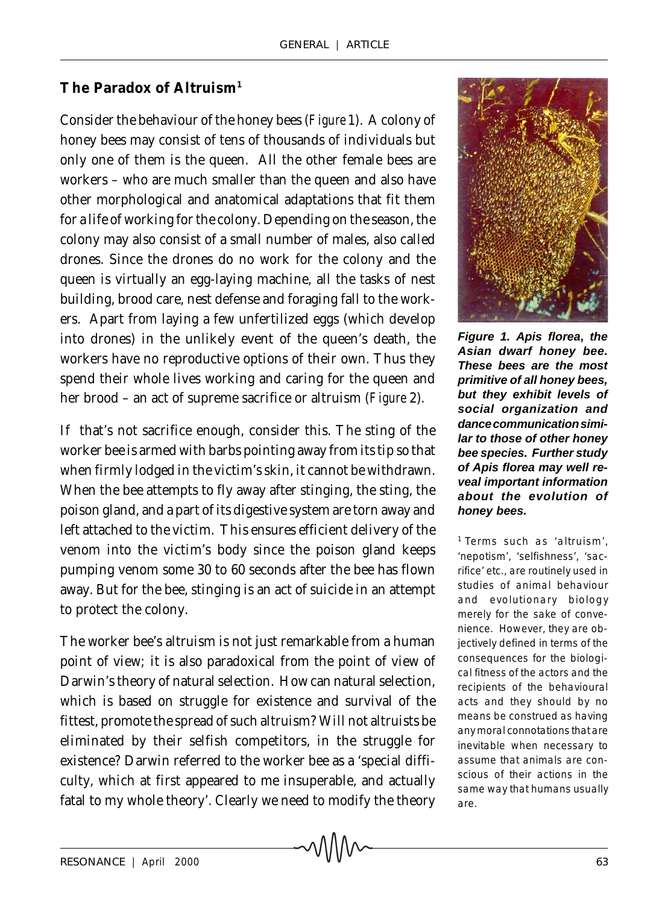## The Paradox of Altruism[1]

Consider the behaviour of the honey bees (*Figure* 1). A colony of honey bees may consist of tens of thousands of individuals but only one of them is the queen. All the other female bees are workers – who are much smaller than the queen and also have other morphological and anatomical adaptations that fit them for a life of working for the colony. Depending on the season, the colony may also consist of a small number of males, also called drones. Since the drones do no work for the colony and the queen is virtually an egg-laying machine, all the tasks of nest building, brood care, nest defense and foraging fall to the workers. Apart from laying a few unfertilized eggs (which develop into drones) in the unlikely event of the queen's death, the workers have no reproductive options of their own. Thus they spend their whole lives working and caring for the queen and her brood – an act of supreme sacrifice or altruism (*Figure* 2).

**Figure 1. *Apis florea*, the Asian dwarf honey bee. These bees are the most primitive of all honey bees, but they exhibit levels of social organization and dance communication similar to those of other honey bee species. Further study of *Apis florea* may well reveal important information about the evolution of honey bees.**

If that's not sacrifice enough, consider this. The sting of the worker bee is armed with barbs pointing away from its tip so that when firmly lodged in the victim's skin, it cannot be withdrawn. When the bee attempts to fly away after stinging, the sting, the poison gland, and a part of its digestive system are torn away and left attached to the victim. This ensures efficient delivery of the venom into the victim's body since the poison gland keeps pumping venom some 30 to 60 seconds after the bee has flown away. But for the bee, stinging is an act of suicide in an attempt to protect the colony.

The worker bee's altruism is not just remarkable from a human point of view; it is also paradoxical from the point of view of Darwin's theory of natural selection. How can natural selection, which is based on struggle for existence and survival of the fittest, promote the spread of such altruism? Will not altruists be eliminated by their selfish competitors, in the struggle for existence? Darwin referred to the worker bee as a 'special difficulty, which at first appeared to me insuperable, and actually fatal to my whole theory'. Clearly we need to modify the theory

[1] Terms such as 'altruism', 'nepotism', 'selfishness', 'sacrifice' etc., are routinely used in studies of animal behaviour and evolutionary biology merely for the sake of convenience. However, they are objectively defined in terms of the consequences for the biological fitness of the actors and the recipients of the behavioural acts and they should by no means be construed as having any moral connotations that are inevitable when necessary to assume that animals are conscious of their actions in the same way that humans usually are.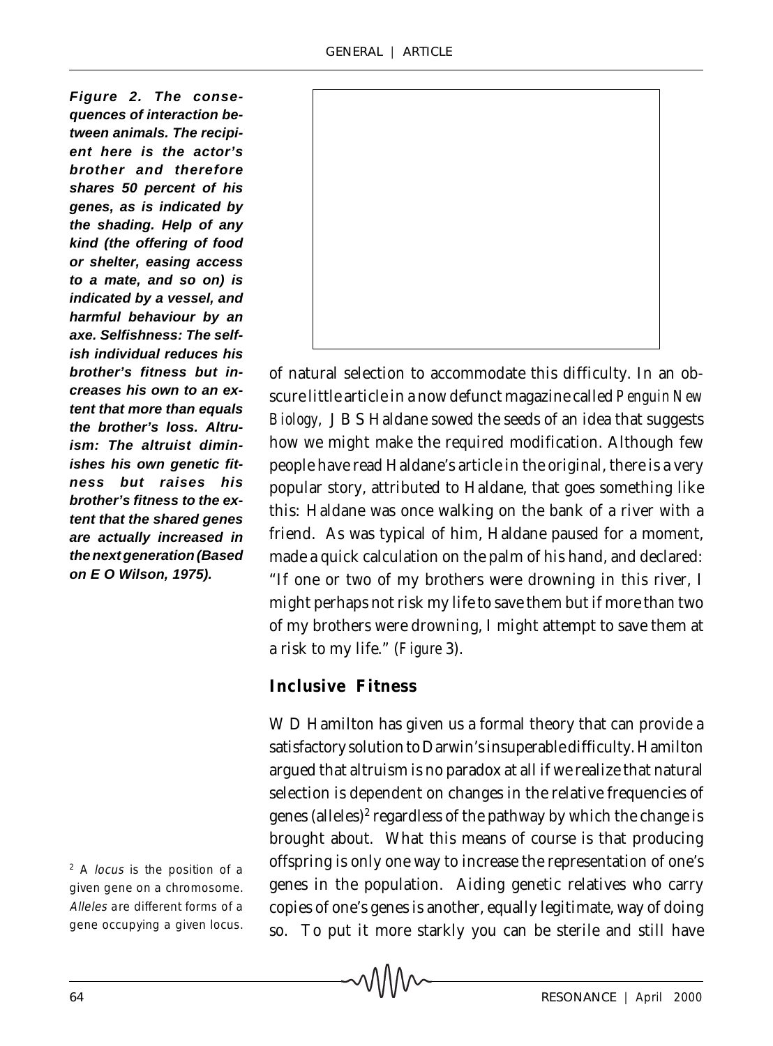*Figure 2. The consequences of interaction between animals. The recipient here is the actor's brother and therefore shares 50 percent of his genes, as is indicated by the shading. Help of any kind (the offering of food or shelter, easing access to a mate, and so on) is indicated by a vessel, and harmful behaviour by an axe. Selfishness: The selfish individual reduces his brother's fitness but increases his own to an extent that more than equals the brother's loss. Altruism: The altruist diminishes his own genetic fitness but raises his brother's fitness to the extent that the shared genes are actually increased in the next generation (Based on E O Wilson, 1975).*

of natural selection to accommodate this difficulty. In an obscure little article in a now defunct magazine called *Penguin New Biology*, J B S Haldane sowed the seeds of an idea that suggests how we might make the required modification. Although few people have read Haldane's article in the original, there is a very popular story, attributed to Haldane, that goes something like this: Haldane was once walking on the bank of a river with a friend. As was typical of him, Haldane paused for a moment, made a quick calculation on the palm of his hand, and declared: "If one or two of my brothers were drowning in this river, I might perhaps not risk my life to save them but if more than two of my brothers were drowning, I might attempt to save them at a risk to my life." (*Figure* 3).

## Inclusive Fitness

W D Hamilton has given us a formal theory that can provide a satisfactory solution to Darwin's insuperable difficulty. Hamilton argued that altruism is no paradox at all if we realize that natural selection is dependent on changes in the relative frequencies of genes (alleles)[2] regardless of the pathway by which the change is brought about. What this means of course is that producing offspring is only one way to increase the representation of one's genes in the population. Aiding genetic relatives who carry copies of one's genes is another, equally legitimate, way of doing so. To put it more starkly you can be sterile and still have

[2] A *locus* is the position of a given gene on a chromosome. *Alleles* are different forms of a gene occupying a given locus.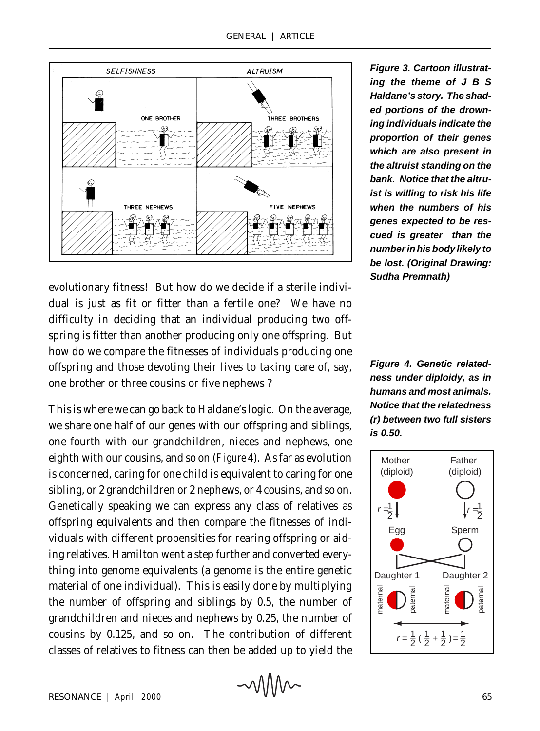evolutionary fitness! But how do we decide if a sterile individual is just as fit or fitter than a fertile one? We have no difficulty in deciding that an individual producing two offspring is fitter than another producing only one offspring. But how do we compare the fitnesses of individuals producing one offspring and those devoting their lives to taking care of, say, one brother or three cousins or five nephews ?

**Figure 3. Cartoon illustrating the theme of J B S Haldane's story. The shaded portions of the drowning individuals indicate the proportion of their genes which are also present in the altruist standing on the bank. Notice that the altruist is willing to risk his life when the numbers of his genes expected to be rescued is greater than the number in his body likely to be lost. (Original Drawing: Sudha Premnath)**

This is where we can go back to Haldane's logic. On the average, we share one half of our genes with our offspring and siblings, one fourth with our grandchildren, nieces and nephews, one eighth with our cousins, and so on (*Figure* 4). As far as evolution is concerned, caring for one child is equivalent to caring for one sibling, or 2 grandchildren or 2 nephews, or 4 cousins, and so on. Genetically speaking we can express any class of relatives as offspring equivalents and then compare the fitnesses of individuals with different propensities for rearing offspring or aiding relatives. Hamilton went a step further and converted everything into genome equivalents (a genome is the entire genetic material of one individual). This is easily done by multiplying the number of offspring and siblings by 0.5, the number of grandchildren and nieces and nephews by 0.25, the number of cousins by 0.125, and so on. The contribution of different classes of relatives to fitness can then be added up to yield the

**Figure 4. Genetic relatedness under diploidy, as in humans and most animals. Notice that the relatedness (r) between two full sisters is 0.50.**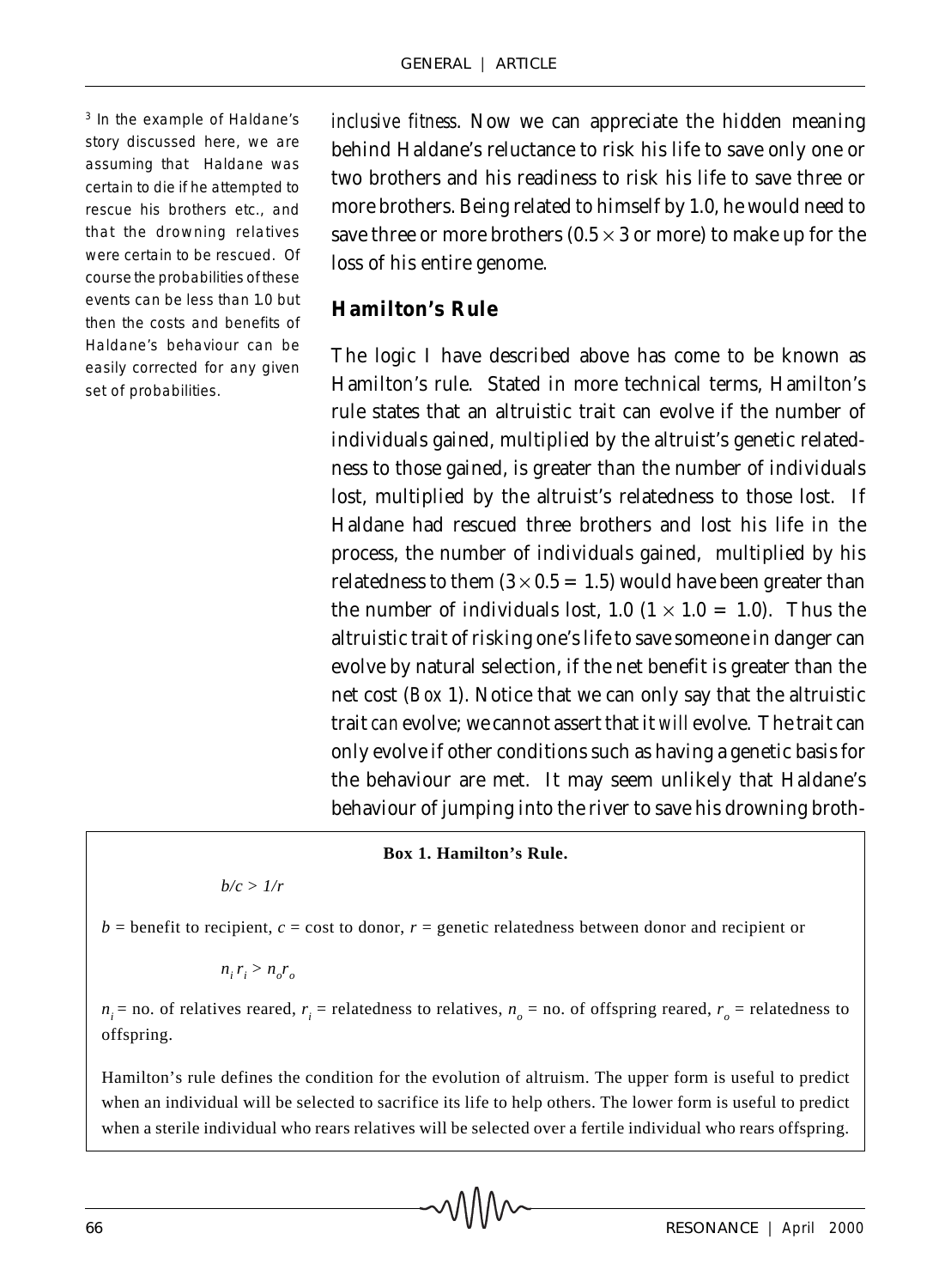[3] In the example of Haldane's story discussed here, we are assuming that Haldane was certain to die if he attempted to rescue his brothers etc., and that the drowning relatives were certain to be rescued. Of course the probabilities of these events can be less than 1.0 but then the costs and benefits of Haldane's behaviour can be easily corrected for any given set of probabilities.

*inclusive fitness*. Now we can appreciate the hidden meaning behind Haldane's reluctance to risk his life to save only one or two brothers and his readiness to risk his life to save three or more brothers. Being related to himself by 1.0, he would need to save three or more brothers ($0.5 \times 3$ or more) to make up for the loss of his entire genome.

## Hamilton's Rule

The logic I have described above has come to be known as Hamilton's rule. Stated in more technical terms, Hamilton's rule states that an altruistic trait can evolve if the number of individuals gained, multiplied by the altruist's genetic relatedness to those gained, is greater than the number of individuals lost, multiplied by the altruist's relatedness to those lost. If Haldane had rescued three brothers and lost his life in the process, the number of individuals gained, multiplied by his relatedness to them ($3 \times 0.5 = 1.5$) would have been greater than the number of individuals lost, 1.0 ($1 \times 1.0 = 1.0$). Thus the altruistic trait of risking one's life to save someone in danger can evolve by natural selection, if the net benefit is greater than the net cost (*Box* 1). Notice that we can only say that the altruistic trait *can* evolve; we cannot assert that it *will* evolve. The trait can only evolve if other conditions such as having a genetic basis for the behaviour are met. It may seem unlikely that Haldane's behaviour of jumping into the river to save his drowning broth-

**Box 1. Hamilton's Rule.**

$$b/c > 1/r$$

$b$ = benefit to recipient, $c$ = cost to donor, $r$ = genetic relatedness between donor and recipient or

$$n_i r_i > n_o r_o$$

$n_i$ = no. of relatives reared, $r_i$ = relatedness to relatives, $n_o$ = no. of offspring reared, $r_o$ = relatedness to offspring.

Hamilton's rule defines the condition for the evolution of altruism. The upper form is useful to predict when an individual will be selected to sacrifice its life to help others. The lower form is useful to predict when a sterile individual who rears relatives will be selected over a fertile individual who rears offspring.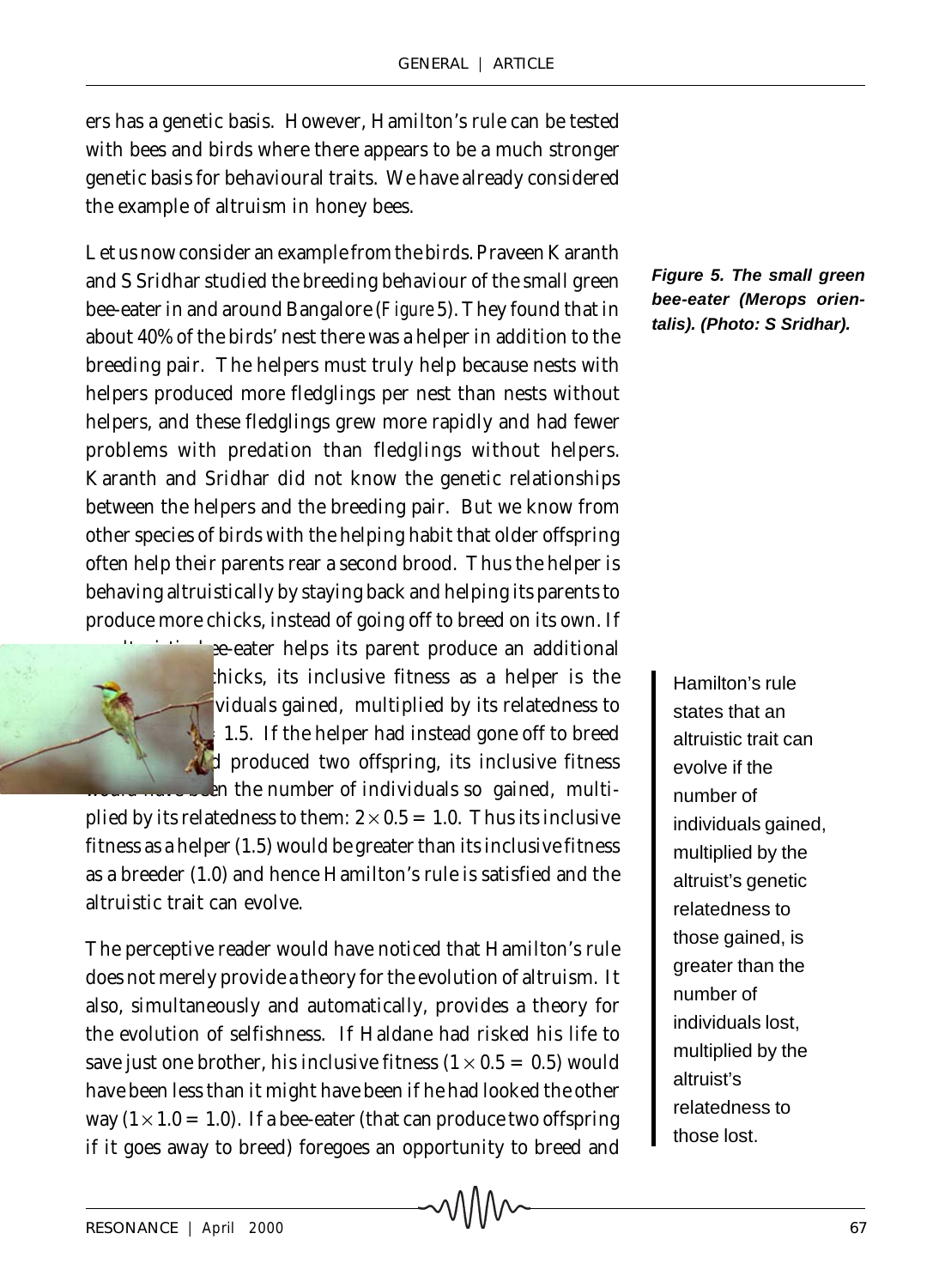ers has a genetic basis. However, Hamilton's rule can be tested with bees and birds where there appears to be a much stronger genetic basis for behavioural traits. We have already considered the example of altruism in honey bees.

Let us now consider an example from the birds. Praveen Karanth and S Sridhar studied the breeding behaviour of the small green bee-eater in and around Bangalore (*Figure* 5). They found that in about 40% of the birds' nest there was a helper in addition to the breeding pair. The helpers must truly help because nests with helpers produced more fledglings per nest than nests without helpers, and these fledglings grew more rapidly and had fewer problems with predation than fledglings without helpers. Karanth and Sridhar did not know the genetic relationships between the helpers and the breeding pair. But we know from other species of birds with the helping habit that older offspring often help their parents rear a second brood. Thus the helper is behaving altruistically by staying back and helping its parents to produce more chicks, instead of going off to breed on its own. If an altruistic bee-eater helps its parent produce an additional three chicks, its inclusive fitness as a helper is the number of individuals gained, multiplied by its relatedness to them: $3 \times 0.5 = 1.5$. If the helper had instead gone off to breed and produced two offspring, its inclusive fitness would have been the number of individuals so gained, multiplied by its relatedness to them: $2 \times 0.5 = 1.0$. Thus its inclusive fitness as a helper (1.5) would be greater than its inclusive fitness as a breeder (1.0) and hence Hamilton's rule is satisfied and the altruistic trait can evolve.

**Figure 5. The small green bee-eater (*Merops orientalis*). (Photo: S Sridhar).**

> Hamilton's rule states that an altruistic trait can evolve if the number of individuals gained, multiplied by the altruist's genetic relatedness to those gained, is greater than the number of individuals lost, multiplied by the altruist's relatedness to those lost.

The perceptive reader would have noticed that Hamilton's rule does not merely provide a theory for the evolution of altruism. It also, simultaneously and automatically, provides a theory for the evolution of selfishness. If Haldane had risked his life to save just one brother, his inclusive fitness ($1 \times 0.5 = 0.5$) would have been less than it might have been if he had looked the other way ($1 \times 1.0 = 1.0$). If a bee-eater (that can produce two offspring if it goes away to breed) foregoes an opportunity to breed and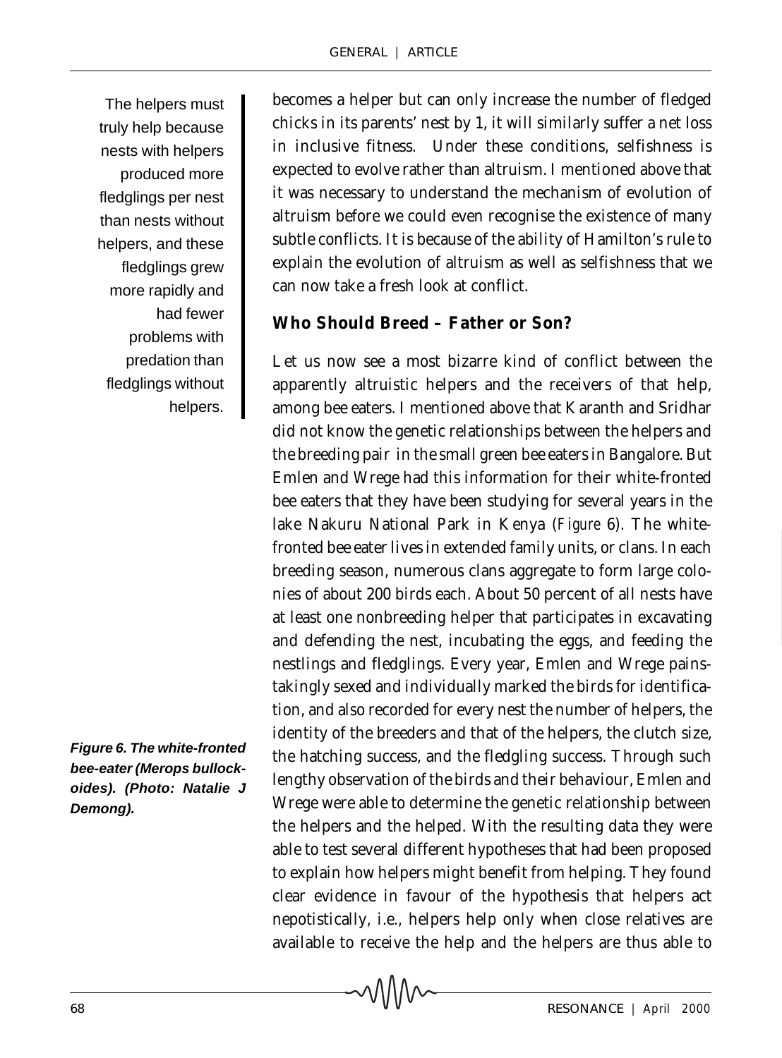The helpers must truly help because nests with helpers produced more fledglings per nest than nests without helpers, and these fledglings grew more rapidly and had fewer problems with predation than fledglings without helpers.

becomes a helper but can only increase the number of fledged chicks in its parents' nest by 1, it will similarly suffer a net loss in inclusive fitness. Under these conditions, selfishness is expected to evolve rather than altruism. I mentioned above that it was necessary to understand the mechanism of evolution of altruism before we could even recognise the existence of many subtle conflicts. It is because of the ability of Hamilton's rule to explain the evolution of altruism as well as selfishness that we can now take a fresh look at conflict.

## Who Should Breed – Father or Son?

Let us now see a most bizarre kind of conflict between the apparently altruistic helpers and the receivers of that help, among bee eaters. I mentioned above that Karanth and Sridhar did not know the genetic relationships between the helpers and the breeding pair in the small green bee eaters in Bangalore. But Emlen and Wrege had this information for their white-fronted bee eaters that they have been studying for several years in the lake Nakuru National Park in Kenya (*Figure* 6). The white-fronted bee eater lives in extended family units, or clans. In each breeding season, numerous clans aggregate to form large colonies of about 200 birds each. About 50 percent of all nests have at least one nonbreeding helper that participates in excavating and defending the nest, incubating the eggs, and feeding the nestlings and fledglings. Every year, Emlen and Wrege painstakingly sexed and individually marked the birds for identification, and also recorded for every nest the number of helpers, the identity of the breeders and that of the helpers, the clutch size, the hatching success, and the fledgling success. Through such lengthy observation of the birds and their behaviour, Emlen and Wrege were able to determine the genetic relationship between the helpers and the helped. With the resulting data they were able to test several different hypotheses that had been proposed to explain how helpers might benefit from helping. They found clear evidence in favour of the hypothesis that helpers act nepotistically, i.e., helpers help only when close relatives are available to receive the help and the helpers are thus able to

***Figure 6. The white-fronted bee-eater (Merops bullockoides). (Photo: Natalie J Demong).***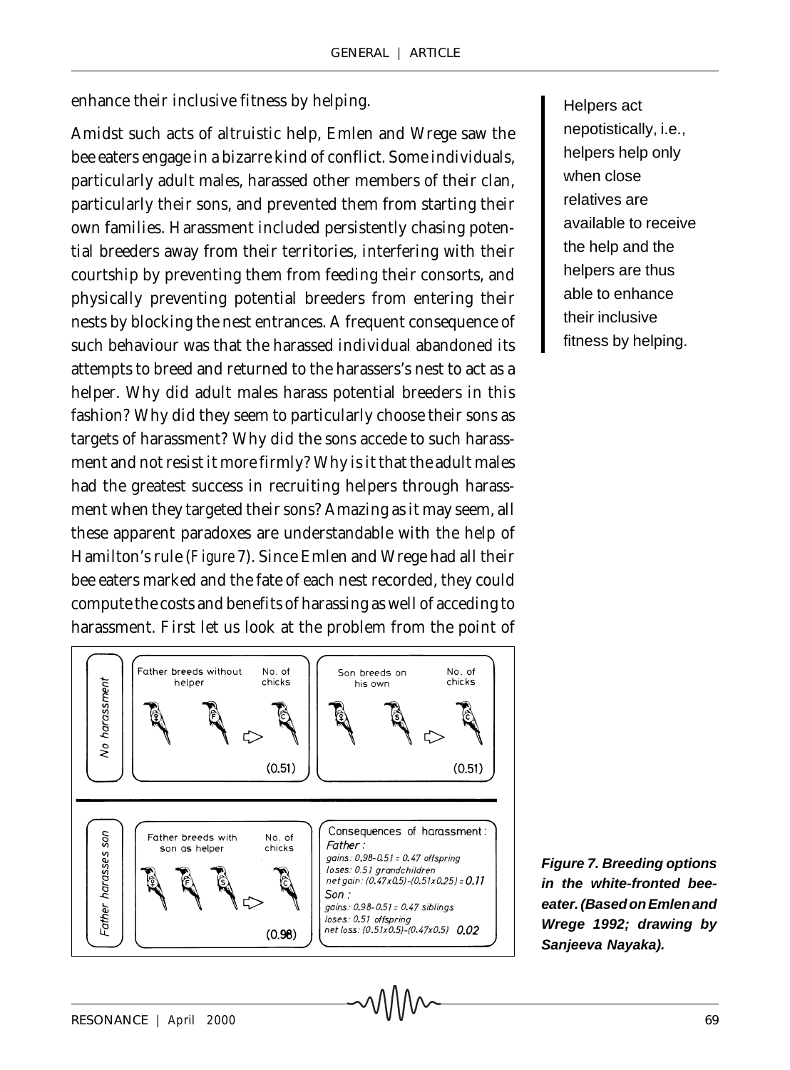enhance their inclusive fitness by helping.

Amidst such acts of altruistic help, Emlen and Wrege saw the bee eaters engage in a bizarre kind of conflict. Some individuals, particularly adult males, harassed other members of their clan, particularly their sons, and prevented them from starting their own families. Harassment included persistently chasing potential breeders away from their territories, interfering with their courtship by preventing them from feeding their consorts, and physically preventing potential breeders from entering their nests by blocking the nest entrances. A frequent consequence of such behaviour was that the harassed individual abandoned its attempts to breed and returned to the harassers's nest to act as a helper. Why did adult males harass potential breeders in this fashion? Why did they seem to particularly choose their sons as targets of harassment? Why did the sons accede to such harassment and not resist it more firmly? Why is it that the adult males had the greatest success in recruiting helpers through harassment when they targeted their sons? Amazing as it may seem, all these apparent paradoxes are understandable with the help of Hamilton's rule (*Figure* 7). Since Emlen and Wrege had all their bee eaters marked and the fate of each nest recorded, they could compute the costs and benefits of harassing as well of acceding to harassment. First let us look at the problem from the point of

Helpers act nepotistically, i.e., helpers help only when close relatives are available to receive the help and the helpers are thus able to enhance their inclusive fitness by helping.

No harassment: Father breeds without helper — No. of chicks (0.51); Son breeds on his own — No. of chicks (0.51)

Father harasses son: Father breeds with son as helper — No. of chicks (0.98)

Consequences of harassment:
*Father :*
gains: $0.98 - 0.51 = 0.47$ offspring
loses: 0.51 grandchildren
net gain: $(0.47 \times 0.5) - (0.51 \times 0.25) = 0.11$
*Son :*
gains: $0.98 - 0.51 = 0.47$ siblings
loses: 0.51 offspring
net loss: $(0.51 \times 0.5) - (0.47 \times 0.5)$ 0.02

**Figure 7. Breeding options in the white-fronted bee-eater. (Based on Emlen and Wrege 1992; drawing by Sanjeeva Nayaka).**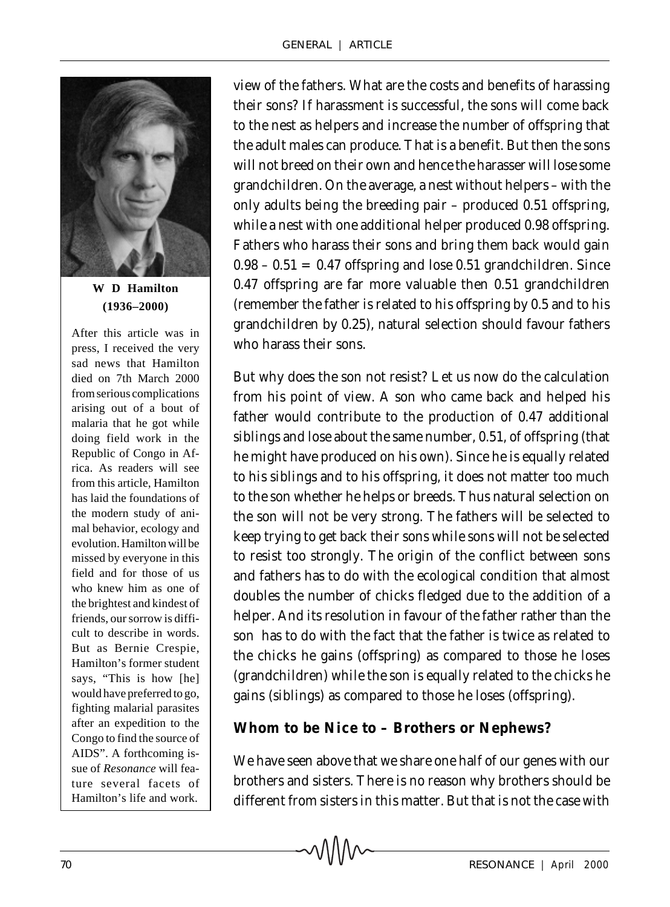view of the fathers. What are the costs and benefits of harassing their sons? If harassment is successful, the sons will come back to the nest as helpers and increase the number of offspring that the adult males can produce. That is a benefit. But then the sons will not breed on their own and hence the harasser will lose some grandchildren. On the average, a nest without helpers – with the only adults being the breeding pair – produced 0.51 offspring, while a nest with one additional helper produced 0.98 offspring. Fathers who harass their sons and bring them back would gain $0.98 - 0.51 = 0.47$ offspring and lose 0.51 grandchildren. Since 0.47 offspring are far more valuable then 0.51 grandchildren (remember the father is related to his offspring by 0.5 and to his grandchildren by 0.25), natural selection should favour fathers who harass their sons.

But why does the son not resist? Let us now do the calculation from his point of view. A son who came back and helped his father would contribute to the production of 0.47 additional siblings and lose about the same number, 0.51, of offspring (that he might have produced on his own). Since he is equally related to his siblings and to his offspring, it does not matter too much to the son whether he helps or breeds. Thus natural selection on the son will not be very strong. The fathers will be selected to keep trying to get back their sons while sons will not be selected to resist too strongly. The origin of the conflict between sons and fathers has to do with the ecological condition that almost doubles the number of chicks fledged due to the addition of a helper. And its resolution in favour of the father rather than the son has to do with the fact that the father is twice as related to the chicks he gains (offspring) as compared to those he loses (grandchildren) while the son is equally related to the chicks he gains (siblings) as compared to those he loses (offspring).

**W D Hamilton (1936–2000)**

After this article was in press, I received the very sad news that Hamilton died on 7th March 2000 from serious complications arising out of a bout of malaria that he got while doing field work in the Republic of Congo in Africa. As readers will see from this article, Hamilton has laid the foundations of the modern study of animal behavior, ecology and evolution. Hamilton will be missed by everyone in this field and for those of us who knew him as one of the brightest and kindest of friends, our sorrow is difficult to describe in words. But as Bernie Crespie, Hamilton's former student says, "This is how [he] would have preferred to go, fighting malarial parasites after an expedition to the Congo to find the source of AIDS". A forthcoming issue of *Resonance* will feature several facets of Hamilton's life and work.

## Whom to be Nice to – Brothers or Nephews?

We have seen above that we share one half of our genes with our brothers and sisters. There is no reason why brothers should be different from sisters in this matter. But that is not the case with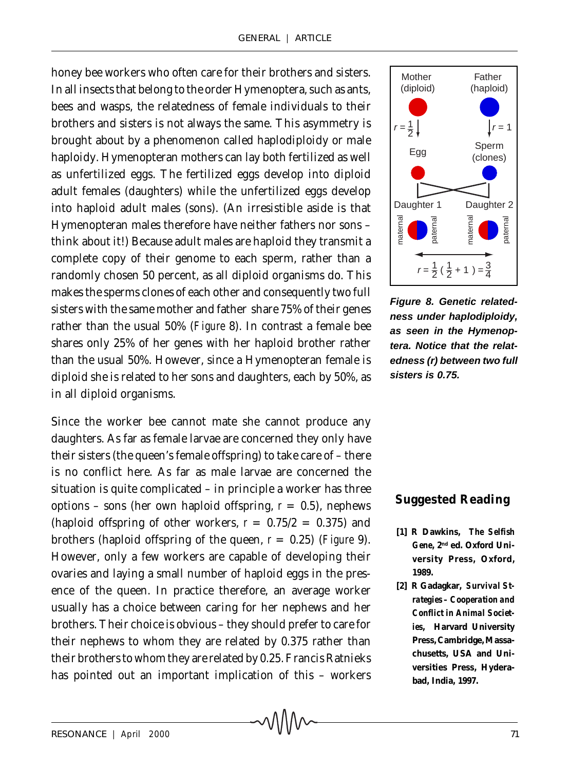honey bee workers who often care for their brothers and sisters. In all insects that belong to the order Hymenoptera, such as ants, bees and wasps, the relatedness of female individuals to their brothers and sisters is not always the same. This asymmetry is brought about by a phenomenon called haplodiploidy or male haploidy. Hymenopteran mothers can lay both fertilized as well as unfertilized eggs. The fertilized eggs develop into diploid adult females (daughters) while the unfertilized eggs develop into haploid adult males (sons). (An irresistible aside is that Hymenopteran males therefore have neither fathers nor sons – think about it!) Because adult males are haploid they transmit a complete copy of their genome to each sperm, rather than a randomly chosen 50 percent, as all diploid organisms do. This makes the sperms clones of each other and consequently two full sisters with the same mother and father share 75% of their genes rather than the usual 50% (*Figure* 8). In contrast a female bee shares only 25% of her genes with her haploid brother rather than the usual 50%. However, since a Hymenopteran female is diploid she is related to her sons and daughters, each by 50%, as in all diploid organisms.

Mother (diploid) — Father (haploid)

$r = \frac{1}{2}$ — $r = 1$

Egg — Sperm (clones)

Daughter 1 — Daughter 2

maternal paternal — maternal paternal

$$r = \frac{1}{2}\left(\frac{1}{2} + 1\right) = \frac{3}{4}$$

***Figure 8. Genetic relatedness under haplodiploidy, as seen in the Hymenoptera. Notice that the relatedness (r) between two full sisters is 0.75.***

Since the worker bee cannot mate she cannot produce any daughters. As far as female larvae are concerned they only have their sisters (the queen's female offspring) to take care of – there is no conflict here. As far as male larvae are concerned the situation is quite complicated – in principle a worker has three options – sons (her own haploid offspring, $r = 0.5$), nephews (haploid offspring of other workers, $r = 0.75/2 = 0.375$) and brothers (haploid offspring of the queen, $r = 0.25$) (*Figure* 9). However, only a few workers are capable of developing their ovaries and laying a small number of haploid eggs in the presence of the queen. In practice therefore, an average worker usually has a choice between caring for her nephews and her brothers. Their choice is obvious – they should prefer to care for their nephews to whom they are related by 0.375 rather than their brothers to whom they are related by 0.25. Francis Ratnieks has pointed out an important implication of this – workers

## Suggested Reading

**[1] R Dawkins, *The Selfish Gene*, 2nd ed. Oxford University Press, Oxford, 1989.**

**[2] R Gadagkar, *Survival Strategies – Cooperation and Conflict in Animal Societies*, Harvard University Press, Cambridge, Massachusetts, USA and Universities Press, Hyderabad, India, 1997.**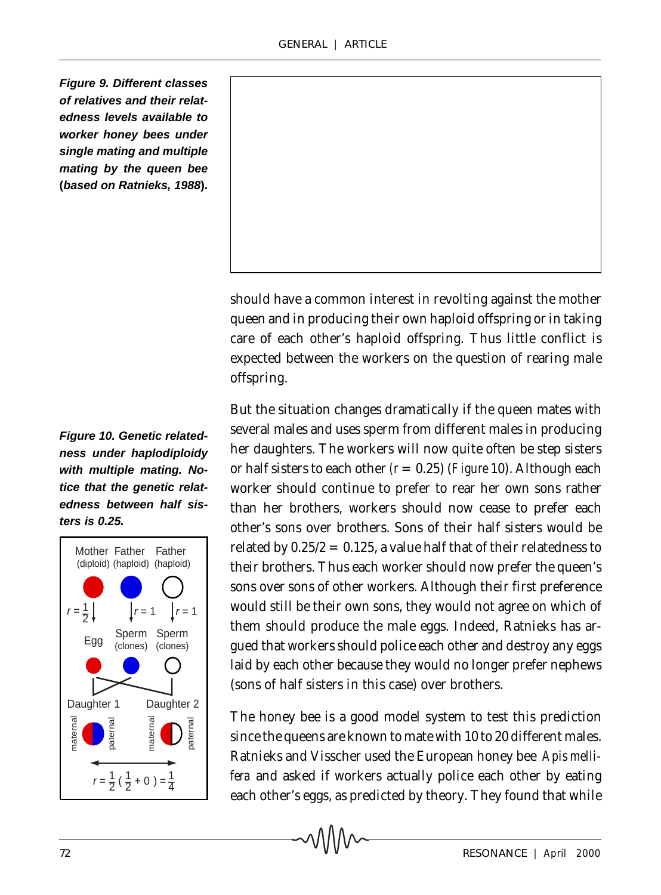***Figure 9. Different classes of relatives and their relatedness levels available to worker honey bees under single mating and multiple mating by the queen bee (based on Ratnieks, 1988).***

should have a common interest in revolting against the mother queen and in producing their own haploid offspring or in taking care of each other's haploid offspring. Thus little conflict is expected between the workers on the question of rearing male offspring.

***Figure 10. Genetic relatedness under haplodiploidy with multiple mating. Notice that the genetic relatedness between half sisters is 0.25.***

Mother (diploid) Father (haploid) Father (haploid)

$r = \frac{1}{2}$ $r = 1$ $r = 1$

Egg Sperm (clones) Sperm (clones)

Daughter 1 Daughter 2

maternal paternal maternal paternal

$r = \frac{1}{2}\left(\frac{1}{2} + 0\right) = \frac{1}{4}$

But the situation changes dramatically if the queen mates with several males and uses sperm from different males in producing her daughters. The workers will now quite often be step sisters or half sisters to each other ($r = 0.25$) (*Figure* 10). Although each worker should continue to prefer to rear her own sons rather than her brothers, workers should now cease to prefer each other's sons over brothers. Sons of their half sisters would be related by $0.25/2 = 0.125$, a value half that of their relatedness to their brothers. Thus each worker should now prefer the queen's sons over sons of other workers. Although their first preference would still be their own sons, they would not agree on which of them should produce the male eggs. Indeed, Ratnieks has argued that workers should police each other and destroy any eggs laid by each other because they would no longer prefer nephews (sons of half sisters in this case) over brothers.

The honey bee is a good model system to test this prediction since the queens are known to mate with 10 to 20 different males. Ratnieks and Visscher used the European honey bee *Apis mellifera* and asked if workers actually police each other by eating each other's eggs, as predicted by theory. They found that while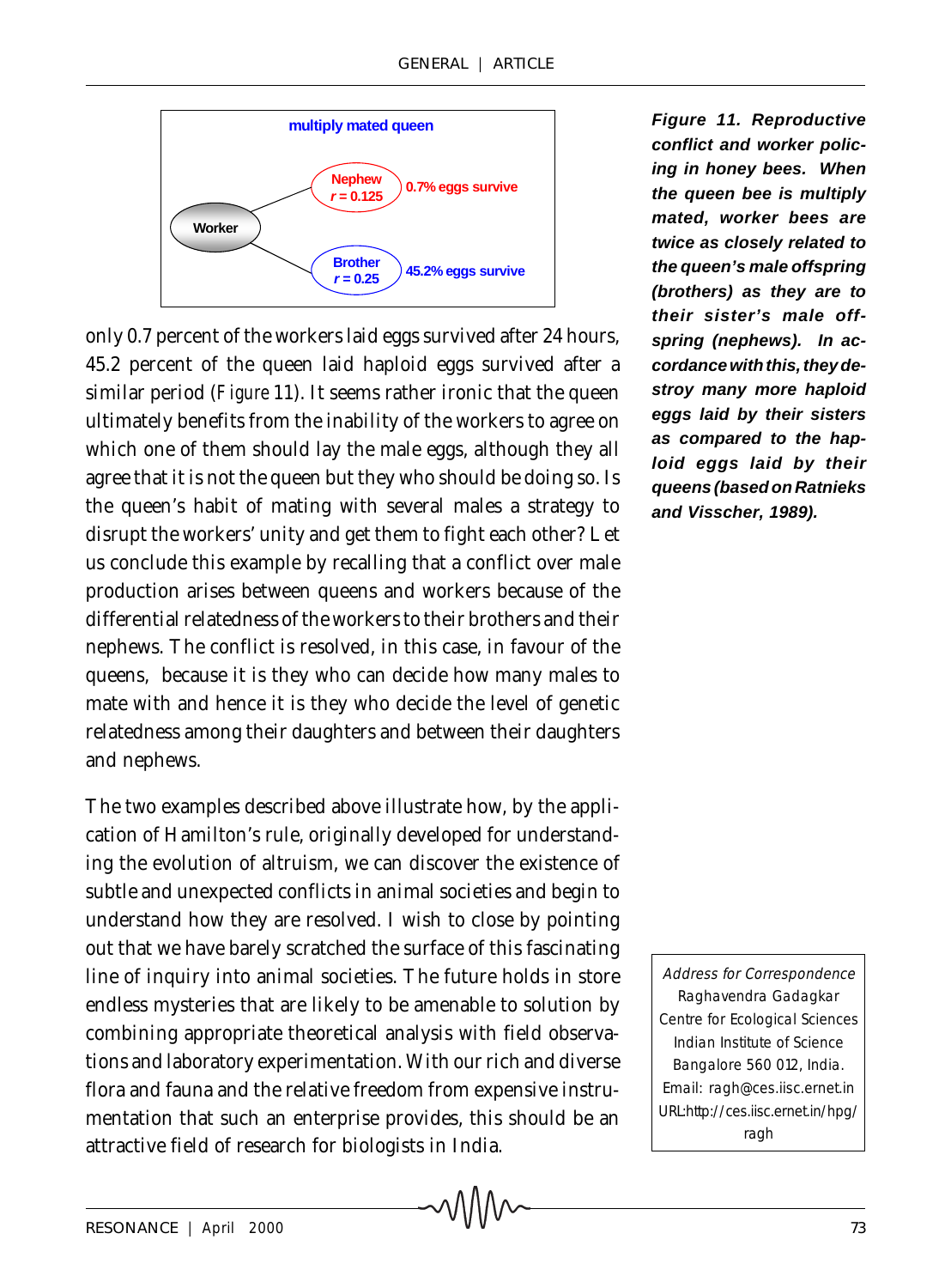multiply mated queen

Worker

Nephew
$r = 0.125$

0.7% eggs survive

Brother
$r = 0.25$

45.2% eggs survive

***Figure 11. Reproductive conflict and worker policing in honey bees. When the queen bee is multiply mated, worker bees are twice as closely related to the queen's male offspring (brothers) as they are to their sister's male offspring (nephews). In accordance with this, they destroy many more haploid eggs laid by their sisters as compared to the haploid eggs laid by their queens (based on Ratnieks and Visscher, 1989).***

only 0.7 percent of the workers laid eggs survived after 24 hours, 45.2 percent of the queen laid haploid eggs survived after a similar period (*Figure* 11). It seems rather ironic that the queen ultimately benefits from the inability of the workers to agree on which one of them should lay the male eggs, although they all agree that it is not the queen but they who should be doing so. Is the queen's habit of mating with several males a strategy to disrupt the workers' unity and get them to fight each other? Let us conclude this example by recalling that a conflict over male production arises between queens and workers because of the differential relatedness of the workers to their brothers and their nephews. The conflict is resolved, in this case, in favour of the queens, because it is they who can decide how many males to mate with and hence it is they who decide the level of genetic relatedness among their daughters and between their daughters and nephews.

The two examples described above illustrate how, by the application of Hamilton's rule, originally developed for understanding the evolution of altruism, we can discover the existence of subtle and unexpected conflicts in animal societies and begin to understand how they are resolved. I wish to close by pointing out that we have barely scratched the surface of this fascinating line of inquiry into animal societies. The future holds in store endless mysteries that are likely to be amenable to solution by combining appropriate theoretical analysis with field observations and laboratory experimentation. With our rich and diverse flora and fauna and the relative freedom from expensive instrumentation that such an enterprise provides, this should be an attractive field of research for biologists in India.

*Address for Correspondence*
Raghavendra Gadagkar
Centre for Ecological Sciences
Indian Institute of Science
Bangalore 560 012, India.
Email: ragh@ces.iisc.ernet.in
URL:http://ces.iisc.ernet.in/hpg/ragh